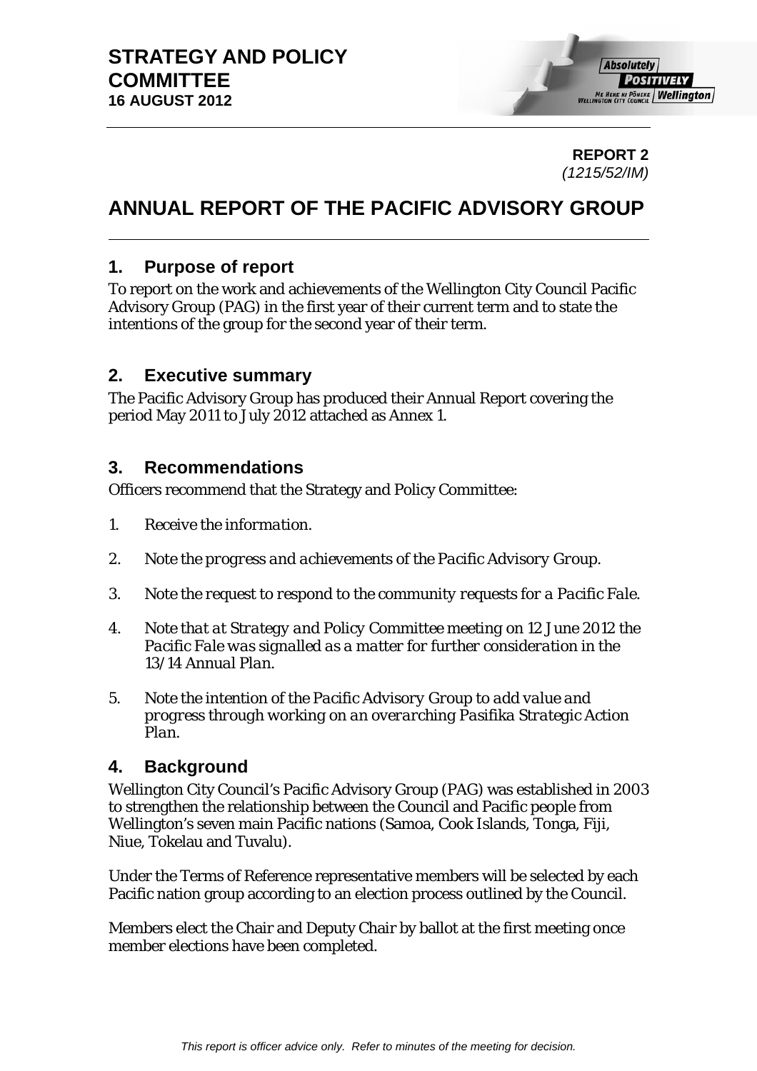# STRATEGY AND POLICY COMMITTEE
**16 AUGUST 2012**

**REPORT 2**
*(1215/52/IM)*

# ANNUAL REPORT OF THE PACIFIC ADVISORY GROUP

## 1. Purpose of report

To report on the work and achievements of the Wellington City Council Pacific Advisory Group (PAG) in the first year of their current term and to state the intentions of the group for the second year of their term.

## 2. Executive summary

The Pacific Advisory Group has produced their Annual Report covering the period May 2011 to July 2012 attached as Annex 1.

## 3. Recommendations

Officers recommend that the Strategy and Policy Committee:

1. *Receive the information.*
2. *Note the progress and achievements of the Pacific Advisory Group.*
3. *Note the request to respond to the community requests for a Pacific Fale.*
4. *Note that at Strategy and Policy Committee meeting on 12 June 2012 the Pacific Fale was signalled as a matter for further consideration in the 13/14 Annual Plan.*
5. *Note the intention of the Pacific Advisory Group to add value and progress through working on an overarching Pasifika Strategic Action Plan.*

## 4. Background

Wellington City Council's Pacific Advisory Group (PAG) was established in 2003 to strengthen the relationship between the Council and Pacific people from Wellington's seven main Pacific nations (Samoa, Cook Islands, Tonga, Fiji, Niue, Tokelau and Tuvalu).

Under the Terms of Reference representative members will be selected by each Pacific nation group according to an election process outlined by the Council.

Members elect the Chair and Deputy Chair by ballot at the first meeting once member elections have been completed.

*This report is officer advice only. Refer to minutes of the meeting for decision.*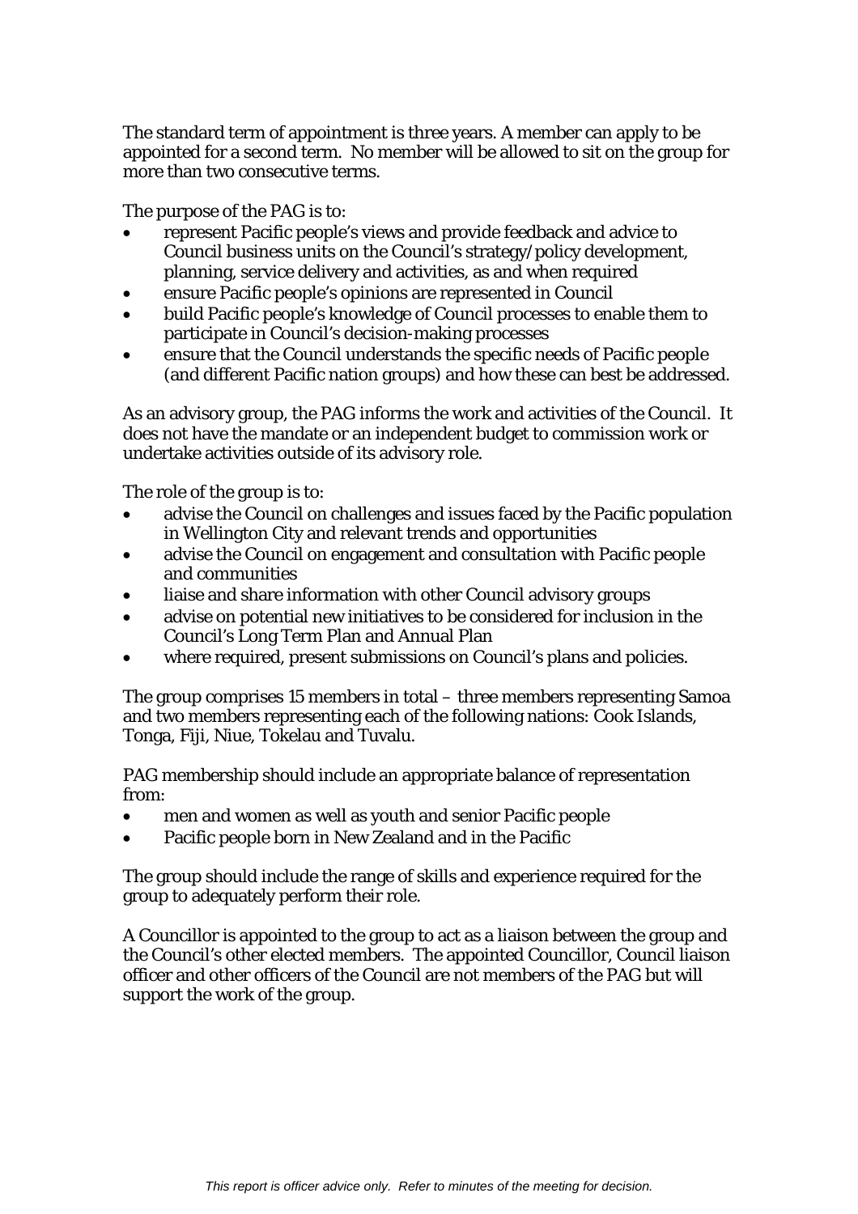The standard term of appointment is three years. A member can apply to be appointed for a second term. No member will be allowed to sit on the group for more than two consecutive terms.

The purpose of the PAG is to:

- represent Pacific people's views and provide feedback and advice to Council business units on the Council's strategy/policy development, planning, service delivery and activities, as and when required
- ensure Pacific people's opinions are represented in Council
- build Pacific people's knowledge of Council processes to enable them to participate in Council's decision-making processes
- ensure that the Council understands the specific needs of Pacific people (and different Pacific nation groups) and how these can best be addressed.

As an advisory group, the PAG informs the work and activities of the Council. It does not have the mandate or an independent budget to commission work or undertake activities outside of its advisory role.

The role of the group is to:

- advise the Council on challenges and issues faced by the Pacific population in Wellington City and relevant trends and opportunities
- advise the Council on engagement and consultation with Pacific people and communities
- liaise and share information with other Council advisory groups
- advise on potential new initiatives to be considered for inclusion in the Council's Long Term Plan and Annual Plan
- where required, present submissions on Council's plans and policies.

The group comprises 15 members in total – three members representing Samoa and two members representing each of the following nations: Cook Islands, Tonga, Fiji, Niue, Tokelau and Tuvalu.

PAG membership should include an appropriate balance of representation from:

- men and women as well as youth and senior Pacific people
- Pacific people born in New Zealand and in the Pacific

The group should include the range of skills and experience required for the group to adequately perform their role.

A Councillor is appointed to the group to act as a liaison between the group and the Council's other elected members. The appointed Councillor, Council liaison officer and other officers of the Council are not members of the PAG but will support the work of the group.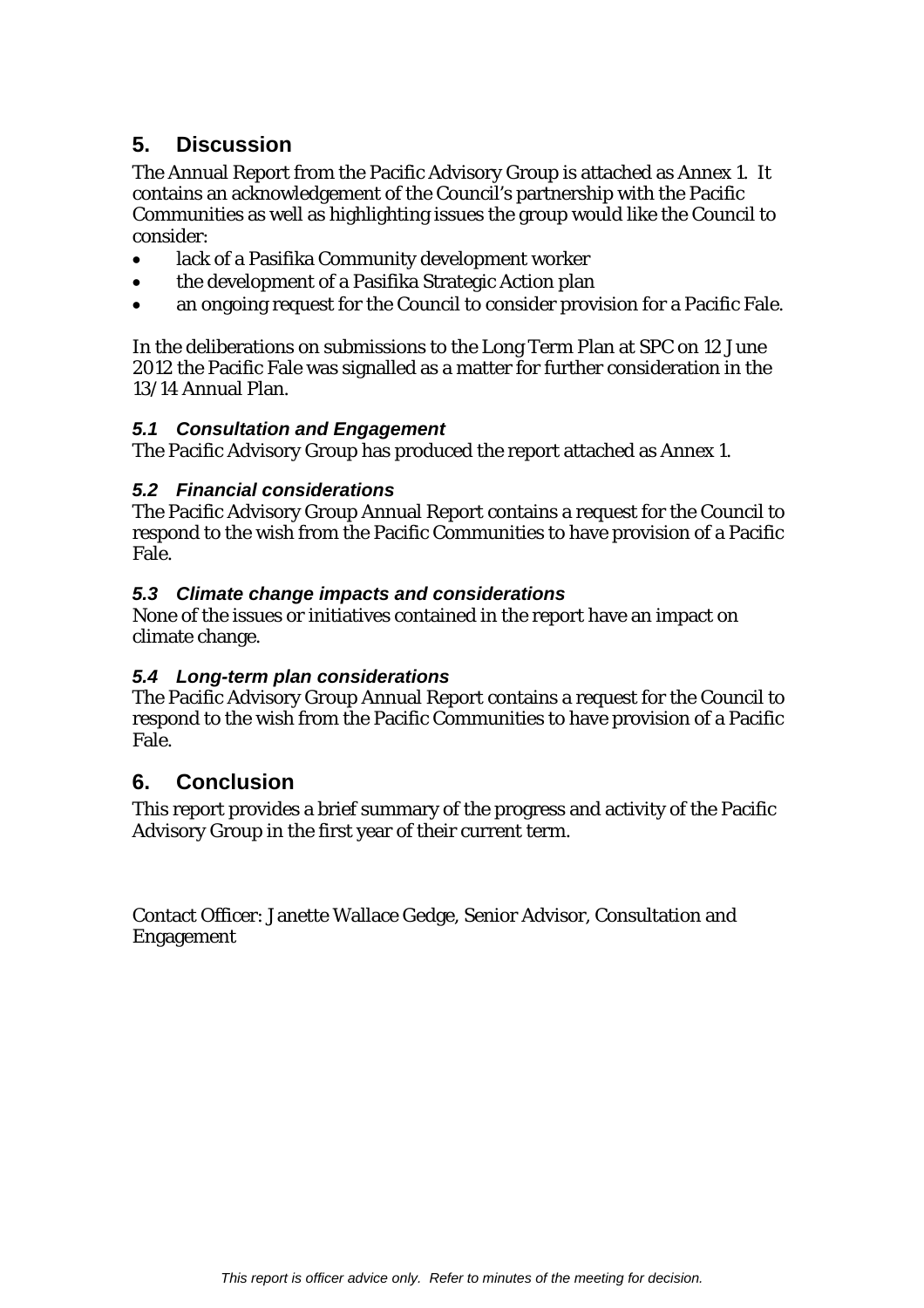## 5. Discussion

The Annual Report from the Pacific Advisory Group is attached as Annex 1. It contains an acknowledgement of the Council's partnership with the Pacific Communities as well as highlighting issues the group would like the Council to consider:

- lack of a Pasifika Community development worker
- the development of a Pasifika Strategic Action plan
- an ongoing request for the Council to consider provision for a Pacific Fale.

In the deliberations on submissions to the Long Term Plan at SPC on 12 June 2012 the Pacific Fale was signalled as a matter for further consideration in the 13/14 Annual Plan.

### *5.1 Consultation and Engagement*

The Pacific Advisory Group has produced the report attached as Annex 1.

### *5.2 Financial considerations*

The Pacific Advisory Group Annual Report contains a request for the Council to respond to the wish from the Pacific Communities to have provision of a Pacific Fale.

### *5.3 Climate change impacts and considerations*

None of the issues or initiatives contained in the report have an impact on climate change.

### *5.4 Long-term plan considerations*

The Pacific Advisory Group Annual Report contains a request for the Council to respond to the wish from the Pacific Communities to have provision of a Pacific Fale.

## 6. Conclusion

This report provides a brief summary of the progress and activity of the Pacific Advisory Group in the first year of their current term.

Contact Officer: Janette Wallace Gedge, Senior Advisor, Consultation and Engagement

*This report is officer advice only. Refer to minutes of the meeting for decision.*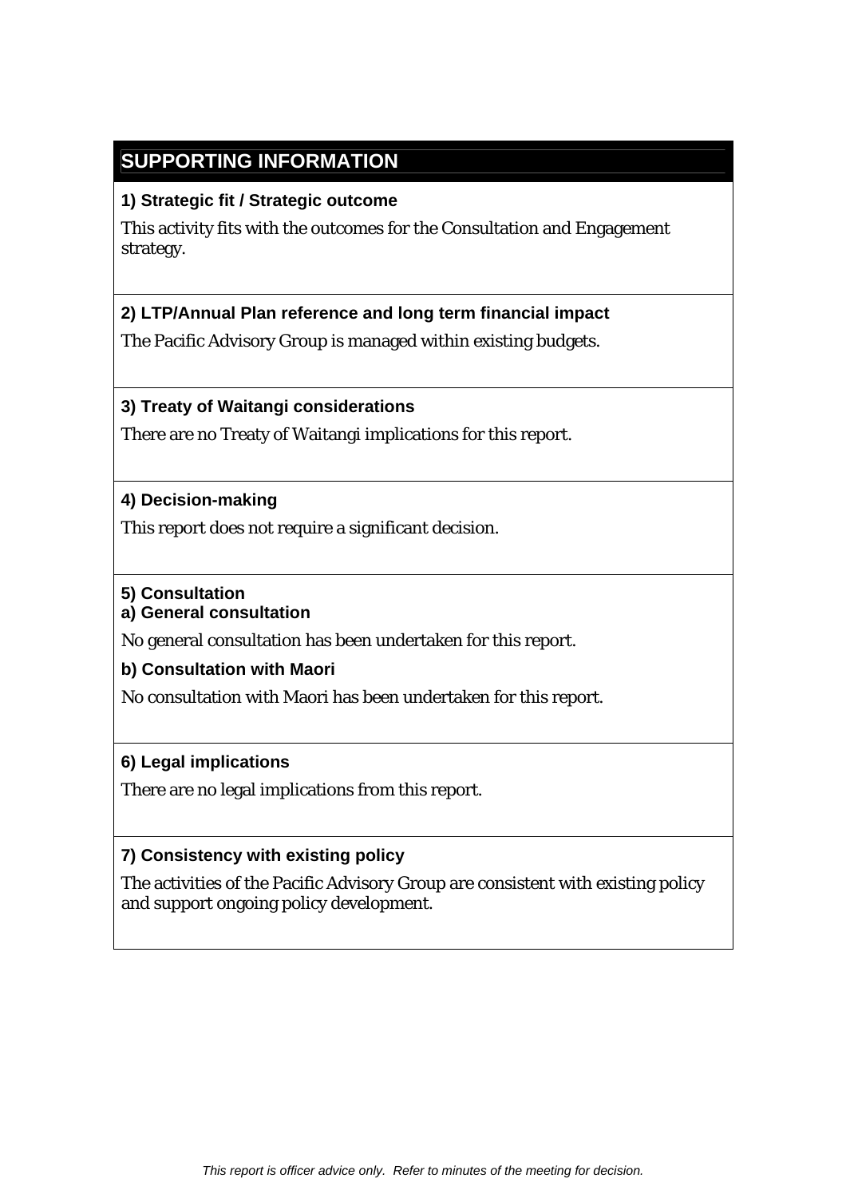## SUPPORTING INFORMATION

### 1) Strategic fit / Strategic outcome

This activity fits with the outcomes for the Consultation and Engagement strategy.

### 2) LTP/Annual Plan reference and long term financial impact

The Pacific Advisory Group is managed within existing budgets.

### 3) Treaty of Waitangi considerations

There are no Treaty of Waitangi implications for this report.

### 4) Decision-making

This report does not require a significant decision.

### 5) Consultation

#### a) General consultation

No general consultation has been undertaken for this report.

#### b) Consultation with Maori

No consultation with Maori has been undertaken for this report.

### 6) Legal implications

There are no legal implications from this report.

### 7) Consistency with existing policy

The activities of the Pacific Advisory Group are consistent with existing policy and support ongoing policy development.

*This report is officer advice only. Refer to minutes of the meeting for decision.*